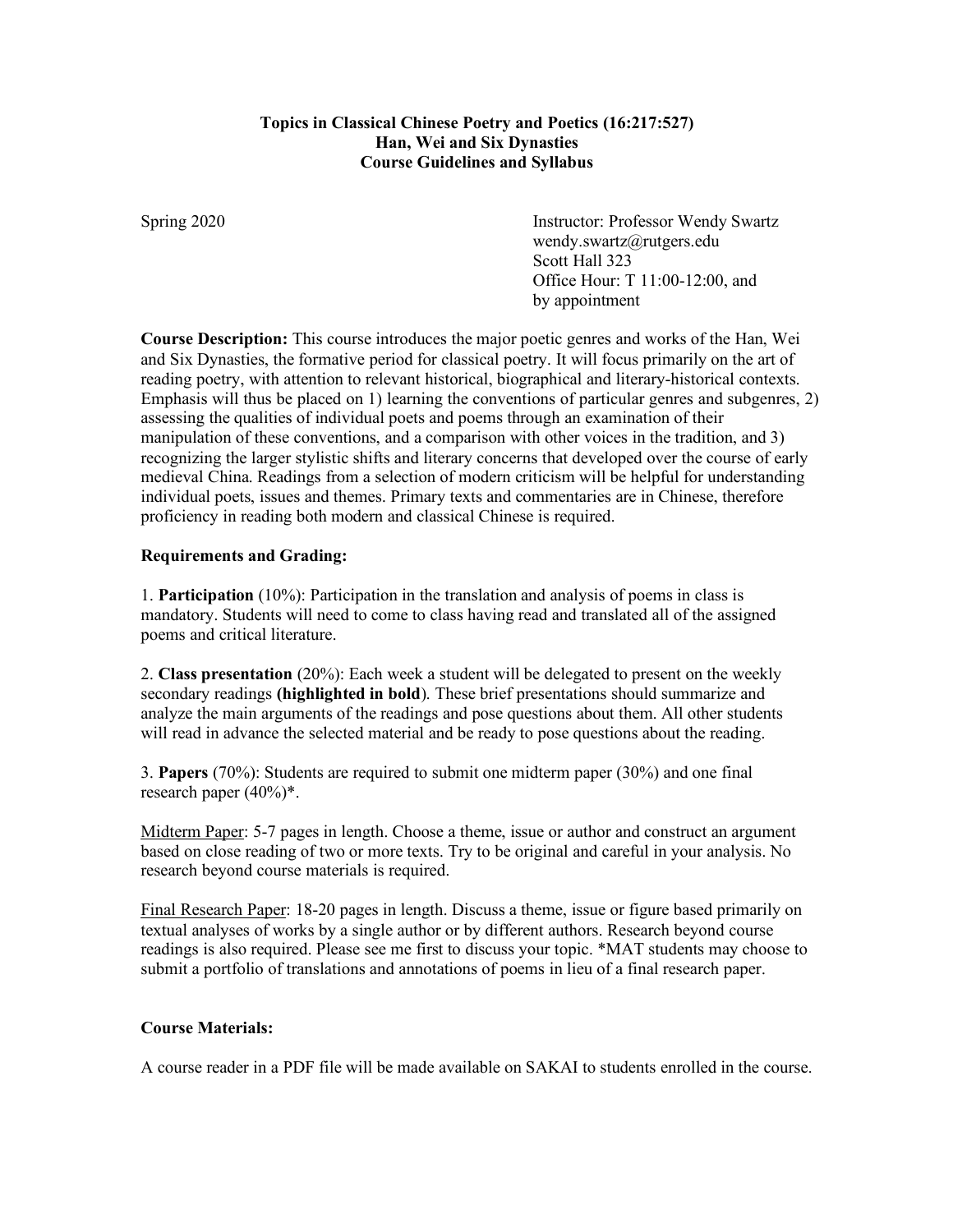# Topics in Classical Chinese Poetry and Poetics (16:217:527)
# Han, Wei and Six Dynasties
# Course Guidelines and Syllabus

Spring 2020

Instructor: Professor Wendy Swartz
wendy.swartz@rutgers.edu
Scott Hall 323
Office Hour: T 11:00-12:00, and by appointment

**Course Description:** This course introduces the major poetic genres and works of the Han, Wei and Six Dynasties, the formative period for classical poetry. It will focus primarily on the art of reading poetry, with attention to relevant historical, biographical and literary-historical contexts. Emphasis will thus be placed on 1) learning the conventions of particular genres and subgenres, 2) assessing the qualities of individual poets and poems through an examination of their manipulation of these conventions, and a comparison with other voices in the tradition, and 3) recognizing the larger stylistic shifts and literary concerns that developed over the course of early medieval China. Readings from a selection of modern criticism will be helpful for understanding individual poets, issues and themes. Primary texts and commentaries are in Chinese, therefore proficiency in reading both modern and classical Chinese is required.

**Requirements and Grading:**

1. **Participation** (10%): Participation in the translation and analysis of poems in class is mandatory. Students will need to come to class having read and translated all of the assigned poems and critical literature.

2. **Class presentation** (20%): Each week a student will be delegated to present on the weekly secondary readings **(highlighted in bold)**. These brief presentations should summarize and analyze the main arguments of the readings and pose questions about them. All other students will read in advance the selected material and be ready to pose questions about the reading.

3. **Papers** (70%): Students are required to submit one midterm paper (30%) and one final research paper (40%)*.

<u>Midterm Paper</u>: 5-7 pages in length. Choose a theme, issue or author and construct an argument based on close reading of two or more texts. Try to be original and careful in your analysis. No research beyond course materials is required.

<u>Final Research Paper</u>: 18-20 pages in length. Discuss a theme, issue or figure based primarily on textual analyses of works by a single author or by different authors. Research beyond course readings is also required. Please see me first to discuss your topic. *MAT students may choose to submit a portfolio of translations and annotations of poems in lieu of a final research paper.

**Course Materials:**

A course reader in a PDF file will be made available on SAKAI to students enrolled in the course.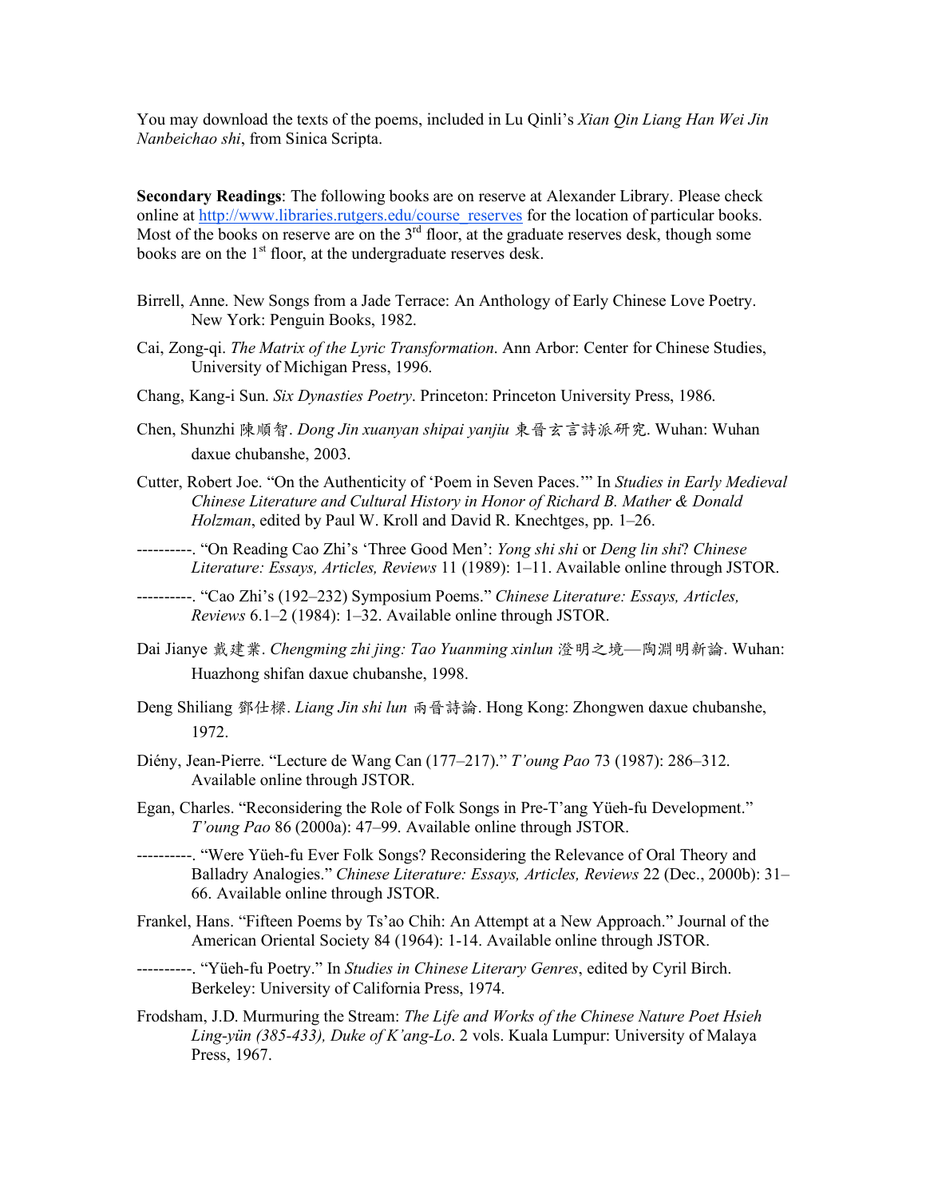You may download the texts of the poems, included in Lu Qinli's *Xian Qin Liang Han Wei Jin Nanbeichao shi*, from Sinica Scripta.

**Secondary Readings**: The following books are on reserve at Alexander Library. Please check online at http://www.libraries.rutgers.edu/course_reserves for the location of particular books. Most of the books on reserve are on the 3rd floor, at the graduate reserves desk, though some books are on the 1st floor, at the undergraduate reserves desk.

Birrell, Anne. New Songs from a Jade Terrace: An Anthology of Early Chinese Love Poetry. New York: Penguin Books, 1982.

Cai, Zong-qi. *The Matrix of the Lyric Transformation*. Ann Arbor: Center for Chinese Studies, University of Michigan Press, 1996.

Chang, Kang-i Sun. *Six Dynasties Poetry*. Princeton: Princeton University Press, 1986.

Chen, Shunzhi 陳順智. *Dong Jin xuanyan shipai yanjiu* 東晉玄言詩派研究. Wuhan: Wuhan daxue chubanshe, 2003.

Cutter, Robert Joe. "On the Authenticity of 'Poem in Seven Paces.'" In *Studies in Early Medieval Chinese Literature and Cultural History in Honor of Richard B. Mather & Donald Holzman*, edited by Paul W. Kroll and David R. Knechtges, pp. 1–26.

----------. "On Reading Cao Zhi's 'Three Good Men': *Yong shi shi* or *Deng lin shi*? *Chinese Literature: Essays, Articles, Reviews* 11 (1989): 1–11. Available online through JSTOR.

----------. "Cao Zhi's (192–232) Symposium Poems." *Chinese Literature: Essays, Articles, Reviews* 6.1–2 (1984): 1–32. Available online through JSTOR.

Dai Jianye 戴建業. *Chengming zhi jing: Tao Yuanming xinlun* 澄明之境—陶淵明新論. Wuhan: Huazhong shifan daxue chubanshe, 1998.

Deng Shiliang 鄧仕樑. *Liang Jin shi lun* 兩晉詩論. Hong Kong: Zhongwen daxue chubanshe, 1972.

Diény, Jean-Pierre. "Lecture de Wang Can (177–217)." *T'oung Pao* 73 (1987): 286–312. Available online through JSTOR.

Egan, Charles. "Reconsidering the Role of Folk Songs in Pre-T'ang Yüeh-fu Development." *T'oung Pao* 86 (2000a): 47–99. Available online through JSTOR.

----------. "Were Yüeh-fu Ever Folk Songs? Reconsidering the Relevance of Oral Theory and Balladry Analogies." *Chinese Literature: Essays, Articles, Reviews* 22 (Dec., 2000b): 31–66. Available online through JSTOR.

Frankel, Hans. "Fifteen Poems by Ts'ao Chih: An Attempt at a New Approach." Journal of the American Oriental Society 84 (1964): 1-14. Available online through JSTOR.

----------. "Yüeh-fu Poetry." In *Studies in Chinese Literary Genres*, edited by Cyril Birch. Berkeley: University of California Press, 1974.

Frodsham, J.D. Murmuring the Stream: *The Life and Works of the Chinese Nature Poet Hsieh Ling-yün (385-433), Duke of K'ang-Lo*. 2 vols. Kuala Lumpur: University of Malaya Press, 1967.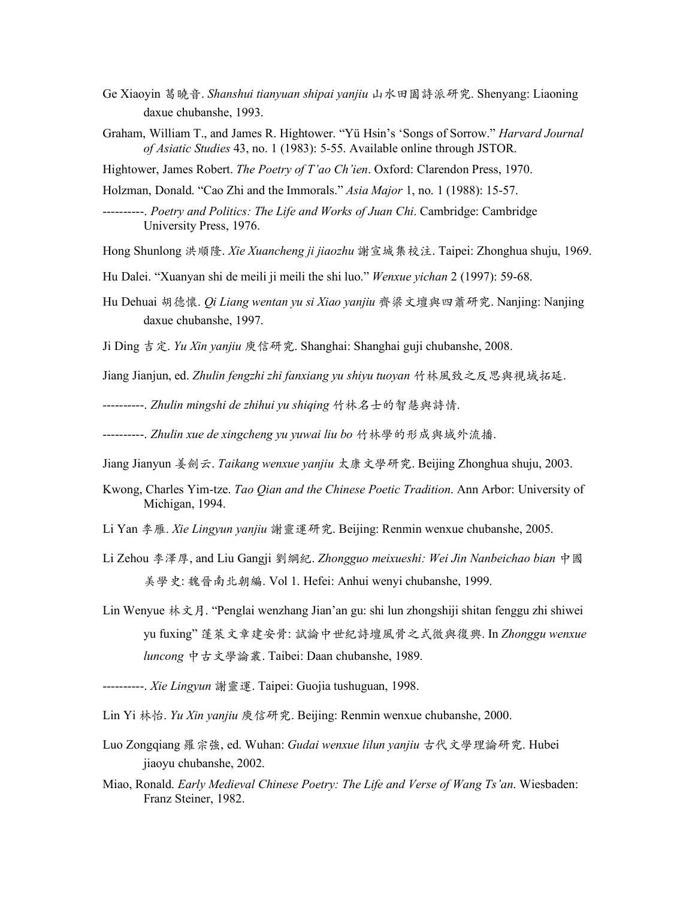Ge Xiaoyin 葛曉音. *Shanshui tianyuan shipai yanjiu* 山水田園詩派研究. Shenyang: Liaoning daxue chubanshe, 1993.

Graham, William T., and James R. Hightower. "Yü Hsin's 'Songs of Sorrow." *Harvard Journal of Asiatic Studies* 43, no. 1 (1983): 5-55. Available online through JSTOR.

Hightower, James Robert. *The Poetry of T'ao Ch'ien*. Oxford: Clarendon Press, 1970.

Holzman, Donald. "Cao Zhi and the Immorals." *Asia Major* 1, no. 1 (1988): 15-57.

----------. *Poetry and Politics: The Life and Works of Juan Chi*. Cambridge: Cambridge University Press, 1976.

Hong Shunlong 洪順隆. *Xie Xuancheng ji jiaozhu* 謝宣城集校注. Taipei: Zhonghua shuju, 1969.

Hu Dalei. "Xuanyan shi de meili ji meili the shi luo." *Wenxue yichan* 2 (1997): 59-68.

Hu Dehuai 胡德懷. *Qi Liang wentan yu si Xiao yanjiu* 齊梁文壇與四蕭研究. Nanjing: Nanjing daxue chubanshe, 1997.

Ji Ding 吉定. *Yu Xin yanjiu* 庾信研究. Shanghai: Shanghai guji chubanshe, 2008.

Jiang Jianjun, ed. *Zhulin fengzhi zhi fanxiang yu shiyu tuoyan* 竹林風致之反思與視域拓延.

----------. *Zhulin mingshi de zhihui yu shiqing* 竹林名士的智慧與詩情.

----------. *Zhulin xue de xingcheng yu yuwai liu bo* 竹林學的形成與域外流播.

Jiang Jianyun 姜劍云. *Taikang wenxue yanjiu* 太康文學研究. Beijing Zhonghua shuju, 2003.

Kwong, Charles Yim-tze. *Tao Qian and the Chinese Poetic Tradition*. Ann Arbor: University of Michigan, 1994.

Li Yan 李雁. *Xie Lingyun yanjiu* 謝靈運研究. Beijing: Renmin wenxue chubanshe, 2005.

Li Zehou 李澤厚, and Liu Gangji 劉綱紀. *Zhongguo meixueshi: Wei Jin Nanbeichao bian* 中國美學史: 魏晉南北朝編. Vol 1. Hefei: Anhui wenyi chubanshe, 1999.

Lin Wenyue 林文月. "Penglai wenzhang Jian'an gu: shi lun zhongshiji shitan fenggu zhi shiwei yu fuxing" 蓬萊文章建安骨: 試論中世紀詩壇風骨之式微與復興. In *Zhonggu wenxue luncong* 中古文學論叢. Taibei: Daan chubanshe, 1989.

----------. *Xie Lingyun* 謝靈運. Taipei: Guojia tushuguan, 1998.

Lin Yi 林怡. *Yu Xin yanjiu* 庾信研究. Beijing: Renmin wenxue chubanshe, 2000.

Luo Zongqiang 羅宗強, ed. Wuhan: *Gudai wenxue lilun yanjiu* 古代文學理論研究. Hubei jiaoyu chubanshe, 2002.

Miao, Ronald. *Early Medieval Chinese Poetry: The Life and Verse of Wang Ts'an*. Wiesbaden: Franz Steiner, 1982.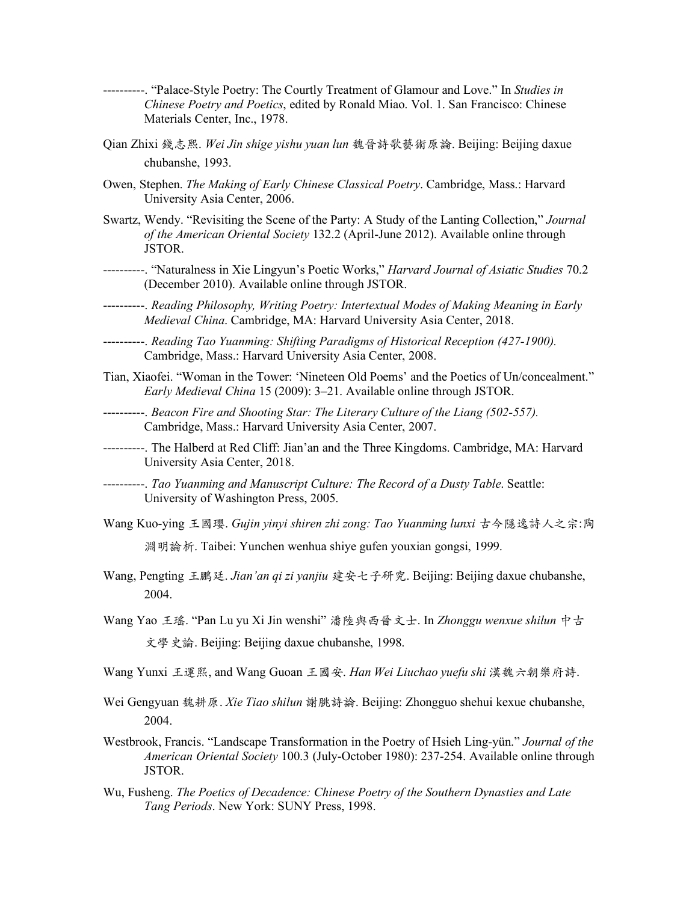----------. “Palace-Style Poetry: The Courtly Treatment of Glamour and Love.” In *Studies in Chinese Poetry and Poetics*, edited by Ronald Miao. Vol. 1. San Francisco: Chinese Materials Center, Inc., 1978.

Qian Zhixi 錢志熙. *Wei Jin shige yishu yuan lun* 魏晉詩歌藝術原論. Beijing: Beijing daxue chubanshe, 1993.

Owen, Stephen. *The Making of Early Chinese Classical Poetry*. Cambridge, Mass.: Harvard University Asia Center, 2006.

Swartz, Wendy. “Revisiting the Scene of the Party: A Study of the Lanting Collection,” *Journal of the American Oriental Society* 132.2 (April-June 2012). Available online through JSTOR.

----------. “Naturalness in Xie Lingyun’s Poetic Works,” *Harvard Journal of Asiatic Studies* 70.2 (December 2010). Available online through JSTOR.

----------. *Reading Philosophy, Writing Poetry: Intertextual Modes of Making Meaning in Early Medieval China*. Cambridge, MA: Harvard University Asia Center, 2018.

----------. *Reading Tao Yuanming: Shifting Paradigms of Historical Reception (427-1900).* Cambridge, Mass.: Harvard University Asia Center, 2008.

Tian, Xiaofei. “Woman in the Tower: ‘Nineteen Old Poems’ and the Poetics of Un/concealment.” *Early Medieval China* 15 (2009): 3–21. Available online through JSTOR.

----------. *Beacon Fire and Shooting Star: The Literary Culture of the Liang (502-557).* Cambridge, Mass.: Harvard University Asia Center, 2007.

----------. The Halberd at Red Cliff: Jian’an and the Three Kingdoms. Cambridge, MA: Harvard University Asia Center, 2018.

----------. *Tao Yuanming and Manuscript Culture: The Record of a Dusty Table*. Seattle: University of Washington Press, 2005.

Wang Kuo-ying 王國瓔. *Gujin yinyi shiren zhi zong: Tao Yuanming lunxi* 古今隱逸詩人之宗:陶淵明論析. Taibei: Yunchen wenhua shiye gufen youxian gongsi, 1999.

Wang, Pengting 王鵬廷. *Jian’an qi zi yanjiu* 建安七子研究. Beijing: Beijing daxue chubanshe, 2004.

Wang Yao 王瑤. “Pan Lu yu Xi Jin wenshi” 潘陸與西晉文士. In *Zhonggu wenxue shilun* 中古文學史論. Beijing: Beijing daxue chubanshe, 1998.

Wang Yunxi 王運熙, and Wang Guoan 王國安. *Han Wei Liuchao yuefu shi* 漢魏六朝樂府詩.

Wei Gengyuan 魏耕原. *Xie Tiao shilun* 謝朓詩論. Beijing: Zhongguo shehui kexue chubanshe, 2004.

Westbrook, Francis. “Landscape Transformation in the Poetry of Hsieh Ling-yün.” *Journal of the American Oriental Society* 100.3 (July-October 1980): 237-254. Available online through JSTOR.

Wu, Fusheng. *The Poetics of Decadence: Chinese Poetry of the Southern Dynasties and Late Tang Periods*. New York: SUNY Press, 1998.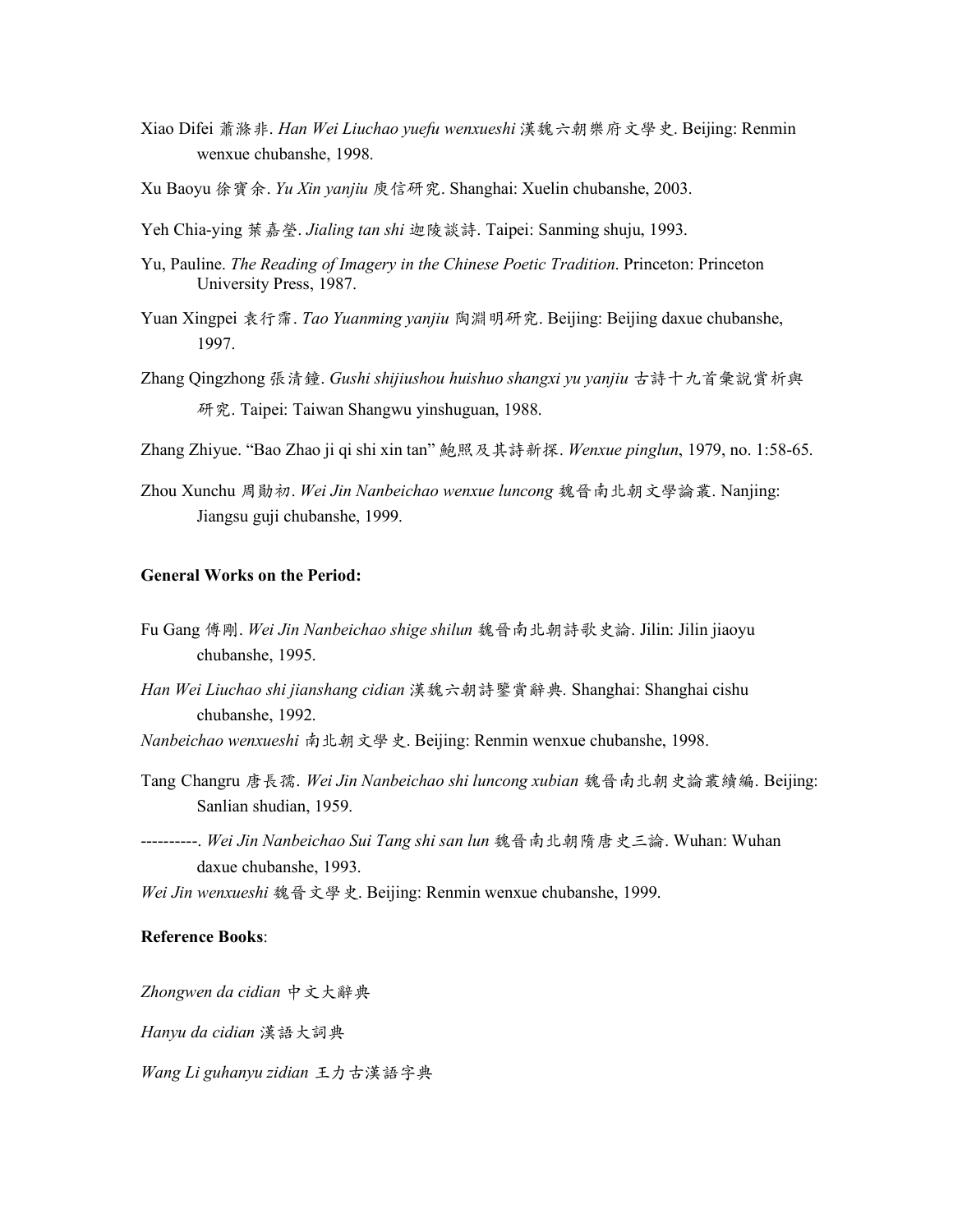Xiao Difei 蕭滌非. *Han Wei Liuchao yuefu wenxueshi* 漢魏六朝樂府文學史. Beijing: Renmin wenxue chubanshe, 1998.

Xu Baoyu 徐寶余. *Yu Xin yanjiu* 庾信研究. Shanghai: Xuelin chubanshe, 2003.

Yeh Chia-ying 葉嘉瑩. *Jialing tan shi* 迦陵談詩. Taipei: Sanming shuju, 1993.

Yu, Pauline. *The Reading of Imagery in the Chinese Poetic Tradition*. Princeton: Princeton University Press, 1987.

Yuan Xingpei 袁行霈. *Tao Yuanming yanjiu* 陶淵明研究. Beijing: Beijing daxue chubanshe, 1997.

Zhang Qingzhong 張清鐘. *Gushi shijiushou huishuo shangxi yu yanjiu* 古詩十九首彙說賞析與研究. Taipei: Taiwan Shangwu yinshuguan, 1988.

Zhang Zhiyue. "Bao Zhao ji qi shi xin tan" 鮑照及其詩新探. *Wenxue pinglun*, 1979, no. 1:58-65.

Zhou Xunchu 周勛初. *Wei Jin Nanbeichao wenxue luncong* 魏晉南北朝文學論叢. Nanjing: Jiangsu guji chubanshe, 1999.

**General Works on the Period:**

Fu Gang 傅剛. *Wei Jin Nanbeichao shige shilun* 魏晉南北朝詩歌史論. Jilin: Jilin jiaoyu chubanshe, 1995.

*Han Wei Liuchao shi jianshang cidian* 漢魏六朝詩鑒賞辭典. Shanghai: Shanghai cishu chubanshe, 1992.

*Nanbeichao wenxueshi* 南北朝文學史. Beijing: Renmin wenxue chubanshe, 1998.

Tang Changru 唐長孺. *Wei Jin Nanbeichao shi luncong xubian* 魏晉南北朝史論叢續編. Beijing: Sanlian shudian, 1959.

----------. *Wei Jin Nanbeichao Sui Tang shi san lun* 魏晉南北朝隋唐史三論. Wuhan: Wuhan daxue chubanshe, 1993.

*Wei Jin wenxueshi* 魏晉文學史. Beijing: Renmin wenxue chubanshe, 1999.

**Reference Books**:

*Zhongwen da cidian* 中文大辭典

*Hanyu da cidian* 漢語大詞典

*Wang Li guhanyu zidian* 王力古漢語字典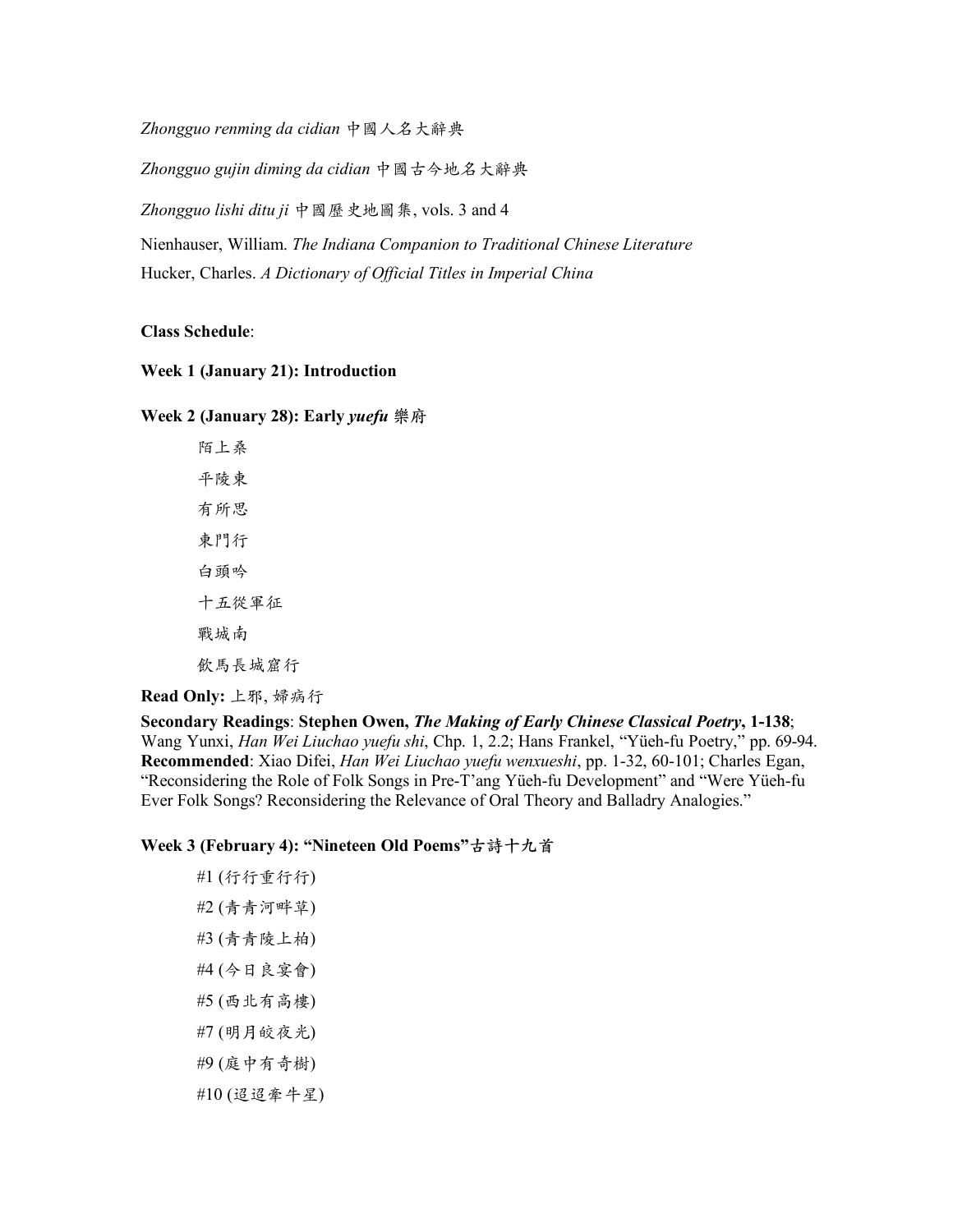*Zhongguo renming da cidian* 中國人名大辭典

*Zhongguo gujin diming da cidian* 中國古今地名大辭典

*Zhongguo lishi ditu ji* 中國歷史地圖集, vols. 3 and 4

Nienhauser, William. *The Indiana Companion to Traditional Chinese Literature*
Hucker, Charles. *A Dictionary of Official Titles in Imperial China*

**Class Schedule**:

**Week 1 (January 21): Introduction**

**Week 2 (January 28): Early *yuefu* 樂府**

陌上桑

平陵東

有所思

東門行

白頭吟

十五從軍征

戰城南

飲馬長城窟行

**Read Only:** 上邪, 婦病行

**Secondary Readings**: **Stephen Owen, *The Making of Early Chinese Classical Poetry*, 1-138**; Wang Yunxi, *Han Wei Liuchao yuefu shi*, Chp. 1, 2.2; Hans Frankel, "Yüeh-fu Poetry," pp. 69-94. **Recommended**: Xiao Difei, *Han Wei Liuchao yuefu wenxueshi*, pp. 1-32, 60-101; Charles Egan, "Reconsidering the Role of Folk Songs in Pre-T'ang Yüeh-fu Development" and "Were Yüeh-fu Ever Folk Songs? Reconsidering the Relevance of Oral Theory and Balladry Analogies."

**Week 3 (February 4): "Nineteen Old Poems"古詩十九首**

#1 (行行重行行)

#2 (青青河畔草)

#3 (青青陵上柏)

#4 (今日良宴會)

#5 (西北有高樓)

#7 (明月皎夜光)

#9 (庭中有奇樹)

#10 (迢迢牽牛星)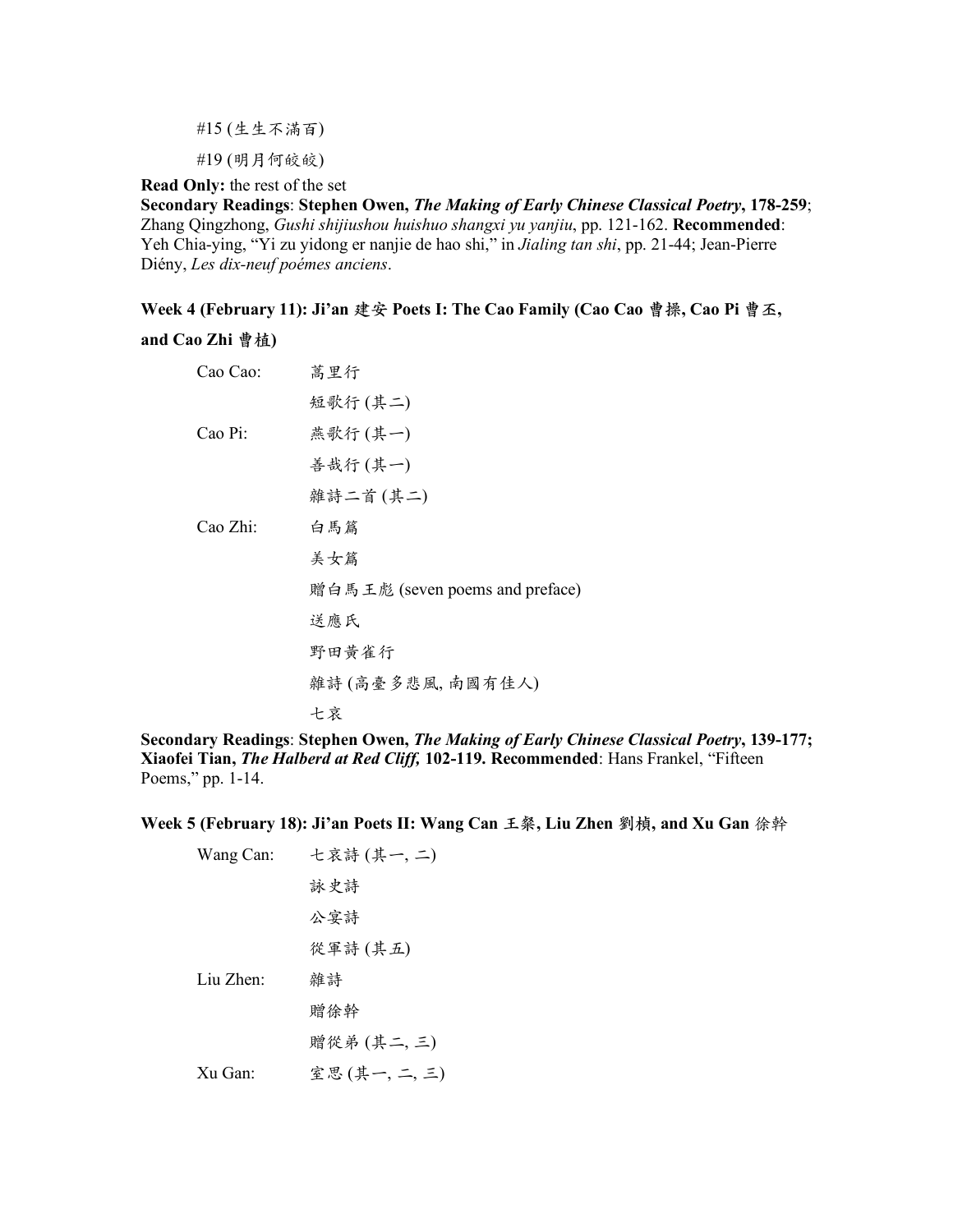#15 (生生不滿百)

#19 (明月何皎皎)

**Read Only:** the rest of the set

**Secondary Readings**: **Stephen Owen, *The Making of Early Chinese Classical Poetry*, 178-259**; Zhang Qingzhong, *Gushi shijiushou huishuo shangxi yu yanjiu*, pp. 121-162. **Recommended**: Yeh Chia-ying, "Yi zu yidong er nanjie de hao shi," in *Jialing tan shi*, pp. 21-44; Jean-Pierre Diény, *Les dix-neuf poémes anciens*.

### Week 4 (February 11): Ji'an 建安 Poets I: The Cao Family (Cao Cao 曹操, Cao Pi 曹丕, and Cao Zhi 曹植)

Cao Cao:
- 蒿里行
- 短歌行 (其二)

Cao Pi:
- 燕歌行 (其一)
- 善哉行 (其一)
- 雜詩二首 (其二)

Cao Zhi:
- 白馬篇
- 美女篇
- 贈白馬王彪 (seven poems and preface)
- 送應氏
- 野田黄雀行
- 雜詩 (高臺多悲風, 南國有佳人)
- 七哀

**Secondary Readings**: **Stephen Owen, *The Making of Early Chinese Classical Poetry*, 139-177; Xiaofei Tian, *The Halberd at Red Cliff,* 102-119. Recommended**: Hans Frankel, "Fifteen Poems," pp. 1-14.

### Week 5 (February 18): Ji'an Poets II: Wang Can 王粲, Liu Zhen 劉楨, and Xu Gan 徐幹

Wang Can:
- 七哀詩 (其一, 二)
- 詠史詩
- 公宴詩
- 從軍詩 (其五)

Liu Zhen:
- 雜詩
- 贈徐幹
- 贈從弟 (其二, 三)

Xu Gan:
- 室思 (其一, 二, 三)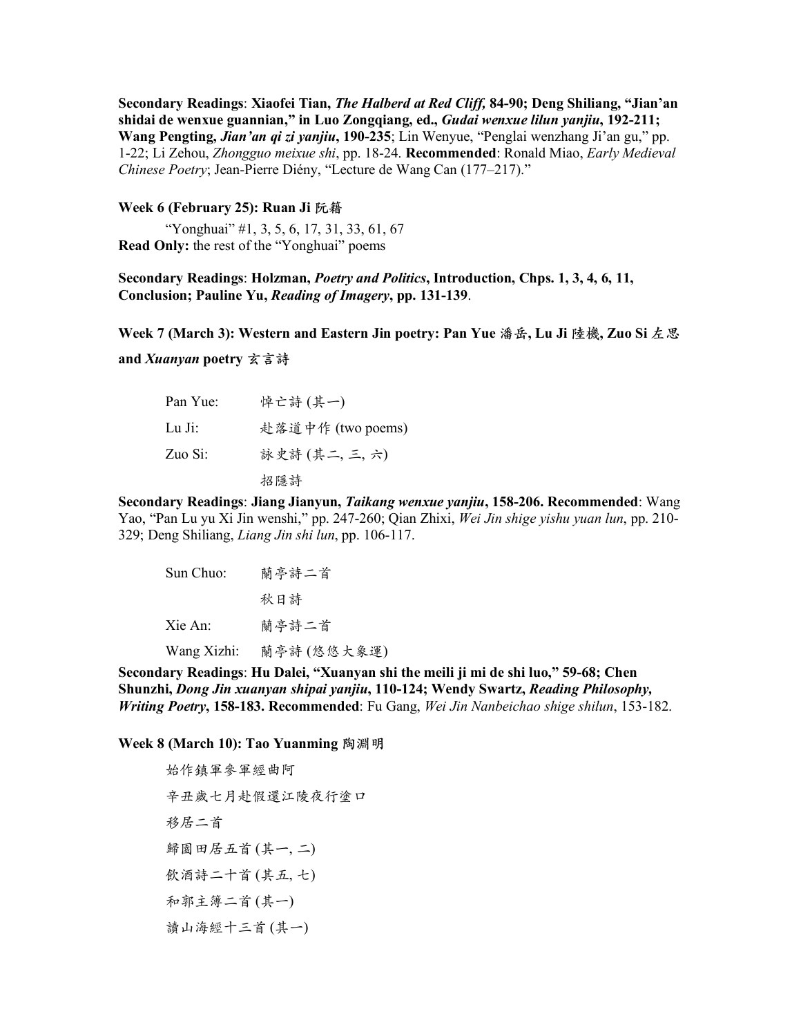**Secondary Readings**: **Xiaofei Tian, *The Halberd at Red Cliff,* 84-90; Deng Shiliang, "Jian'an shidai de wenxue guannian," in Luo Zongqiang, ed., *Gudai wenxue lilun yanjiu*, 192-211; Wang Pengting, *Jian'an qi zi yanjiu*, 190-235**; Lin Wenyue, "Penglai wenzhang Ji'an gu," pp. 1-22; Li Zehou, *Zhongguo meixue shi*, pp. 18-24. **Recommended**: Ronald Miao, *Early Medieval Chinese Poetry*; Jean-Pierre Diény, "Lecture de Wang Can (177–217)."

### Week 6 (February 25): Ruan Ji 阮籍

"Yonghuai" #1, 3, 5, 6, 17, 31, 33, 61, 67

**Read Only:** the rest of the "Yonghuai" poems

**Secondary Readings**: **Holzman, *Poetry and Politics*, Introduction, Chps. 1, 3, 4, 6, 11, Conclusion; Pauline Yu, *Reading of Imagery*, pp. 131-139**.

### Week 7 (March 3): Western and Eastern Jin poetry: Pan Yue 潘岳, Lu Ji 陸機, Zuo Si 左思 and *Xuanyan* poetry 玄言詩

| | |
|---|---|
| Pan Yue: | 悼亡詩 (其一) |
| Lu Ji: | 赴落道中作 (two poems) |
| Zuo Si: | 詠史詩 (其二, 三, 六) |
| | 招隱詩 |

**Secondary Readings**: **Jiang Jianyun, *Taikang wenxue yanjiu*, 158-206. Recommended**: Wang Yao, "Pan Lu yu Xi Jin wenshi," pp. 247-260; Qian Zhixi, *Wei Jin shige yishu yuan lun*, pp. 210-329; Deng Shiliang, *Liang Jin shi lun*, pp. 106-117.

| | |
|---|---|
| Sun Chuo: | 蘭亭詩二首 |
| | 秋日詩 |
| Xie An: | 蘭亭詩二首 |
| Wang Xizhi: | 蘭亭詩 (悠悠大象運) |

**Secondary Readings**: **Hu Dalei, "Xuanyan shi the meili ji mi de shi luo," 59-68; Chen Shunzhi, *Dong Jin xuanyan shipai yanjiu*, 110-124; Wendy Swartz, *Reading Philosophy, Writing Poetry*, 158-183. Recommended**: Fu Gang, *Wei Jin Nanbeichao shige shilun*, 153-182.

### Week 8 (March 10): Tao Yuanming 陶淵明

始作鎮軍參軍經曲阿

辛丑歲七月赴假還江陵夜行塗口

移居二首

歸園田居五首 (其一, 二)

飲酒詩二十首 (其五, 七)

和郭主簿二首 (其一)

讀山海經十三首 (其一)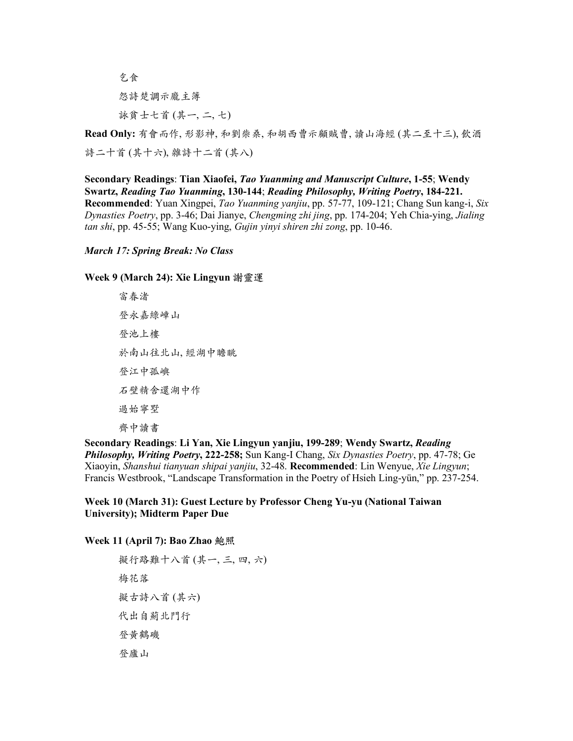乞食

怨詩楚調示龐主簿

詠貧士七首 (其一, 二, 七)

**Read Only:** 有會而作, 形影神, 和劉柴桑, 和胡西曹示顧賊曹, 讀山海經 (其二至十三), 飲酒詩二十首 (其十六), 雜詩十二首 (其八)

**Secondary Readings**: **Tian Xiaofei, *Tao Yuanming and Manuscript Culture*, 1-55**; **Wendy Swartz, *Reading Tao Yuanming*, 130-144**; ***Reading Philosophy, Writing Poetry*, 184-221.** **Recommended**: Yuan Xingpei, *Tao Yuanming yanjiu*, pp. 57-77, 109-121; Chang Sun kang-i, *Six Dynasties Poetry*, pp. 3-46; Dai Jianye, *Chengming zhi jing*, pp. 174-204; Yeh Chia-ying, *Jialing tan shi*, pp. 45-55; Wang Kuo-ying, *Gujin yinyi shiren zhi zong*, pp. 10-46.

***March 17: Spring Break: No Class***

**Week 9 (March 24): Xie Lingyun 謝靈運**

富春渚

登永嘉綠嶂山

登池上樓

於南山往北山, 經湖中瞻眺

登江中孤嶼

石壁精舍還湖中作

過始寧墅

齊中讀書

**Secondary Readings**: **Li Yan, Xie Lingyun yanjiu, 199-289**; **Wendy Swartz, *Reading Philosophy, Writing Poetry*, 222-258;** Sun Kang-I Chang, *Six Dynasties Poetry*, pp. 47-78; Ge Xiaoyin, *Shanshui tianyuan shipai yanjiu*, 32-48. **Recommended**: Lin Wenyue, *Xie Lingyun*; Francis Westbrook, "Landscape Transformation in the Poetry of Hsieh Ling-yün," pp. 237-254.

**Week 10 (March 31): Guest Lecture by Professor Cheng Yu-yu (National Taiwan University); Midterm Paper Due**

**Week 11 (April 7): Bao Zhao 鮑照**

擬行路難十八首 (其一, 三, 四, 六)

梅花落

擬古詩八首 (其六)

代出自薊北門行

登黃鶴磯

登廬山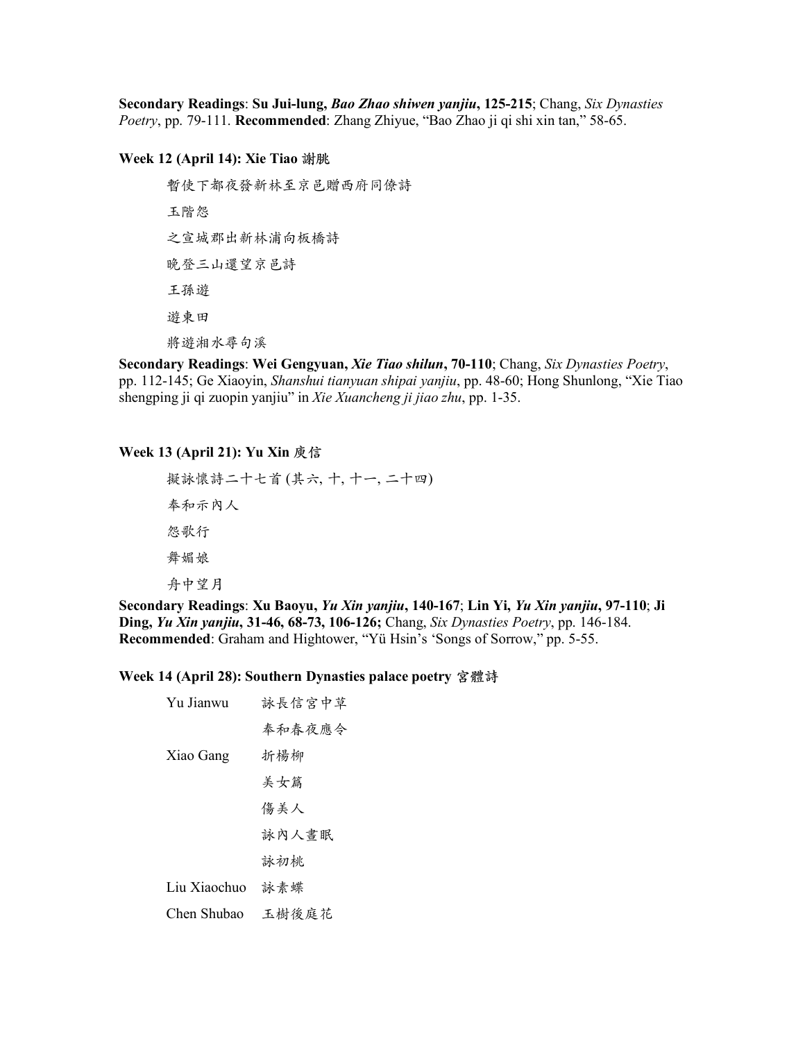**Secondary Readings**: **Su Jui-lung,** ***Bao Zhao shiwen yanjiu*****, 125-215**; Chang, *Six Dynasties Poetry*, pp. 79-111. **Recommended**: Zhang Zhiyue, "Bao Zhao ji qi shi xin tan," 58-65.

### Week 12 (April 14): Xie Tiao 謝朓

暫使下都夜發新林至京邑贈西府同僚詩

玉階怨

之宣城郡出新林浦向板橋詩

晚登三山還望京邑詩

王孫遊

遊東田

將遊湘水尋句溪

**Secondary Readings**: **Wei Gengyuan,** ***Xie Tiao shilun*****, 70-110**; Chang, *Six Dynasties Poetry*, pp. 112-145; Ge Xiaoyin, *Shanshui tianyuan shipai yanjiu*, pp. 48-60; Hong Shunlong, "Xie Tiao shengping ji qi zuopin yanjiu" in *Xie Xuancheng ji jiao zhu*, pp. 1-35.

### Week 13 (April 21): Yu Xin 庾信

擬詠懷詩二十七首 (其六, 十, 十一, 二十四)

奉和示內人

怨歌行

舞媚娘

舟中望月

**Secondary Readings**: **Xu Baoyu,** ***Yu Xin yanjiu*****, 140-167**; **Lin Yi,** ***Yu Xin yanjiu*****, 97-110**; **Ji Ding,** ***Yu Xin yanjiu*****, 31-46, 68-73, 106-126;** Chang, *Six Dynasties Poetry*, pp. 146-184. **Recommended**: Graham and Hightower, "Yü Hsin's 'Songs of Sorrow," pp. 5-55.

### Week 14 (April 28): Southern Dynasties palace poetry 宮體詩

Yu Jianwu 詠長信宮中草

奉和春夜應令

Xiao Gang 折楊柳

美女篇

傷美人

詠內人晝眠

詠初桃

Liu Xiaochuo 詠素蝶

Chen Shubao 玉樹後庭花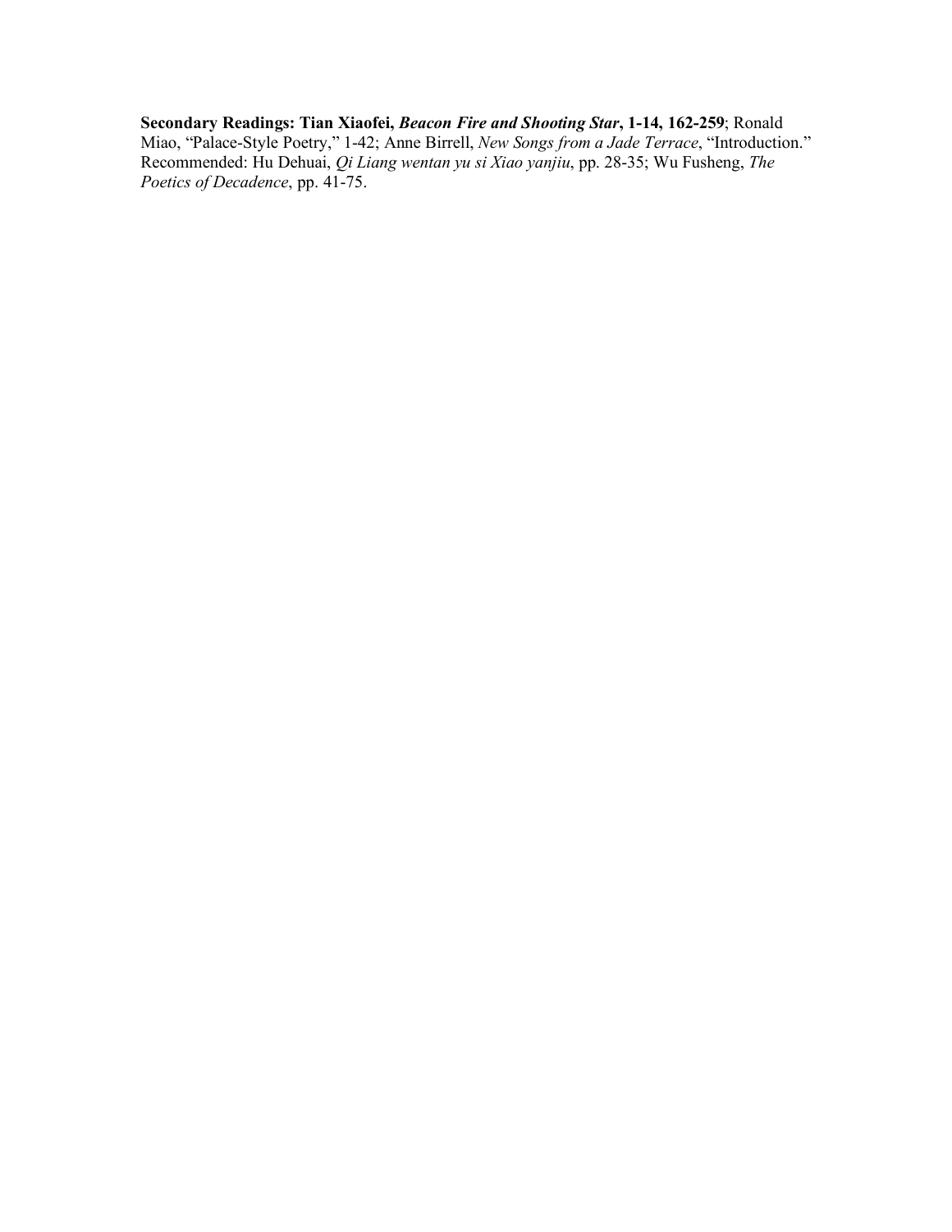**Secondary Readings: Tian Xiaofei, *Beacon Fire and Shooting Star*, 1-14, 162-259**; Ronald Miao, "Palace-Style Poetry," 1-42; Anne Birrell, *New Songs from a Jade Terrace*, "Introduction." Recommended: Hu Dehuai, *Qi Liang wentan yu si Xiao yanjiu*, pp. 28-35; Wu Fusheng, *The Poetics of Decadence*, pp. 41-75.